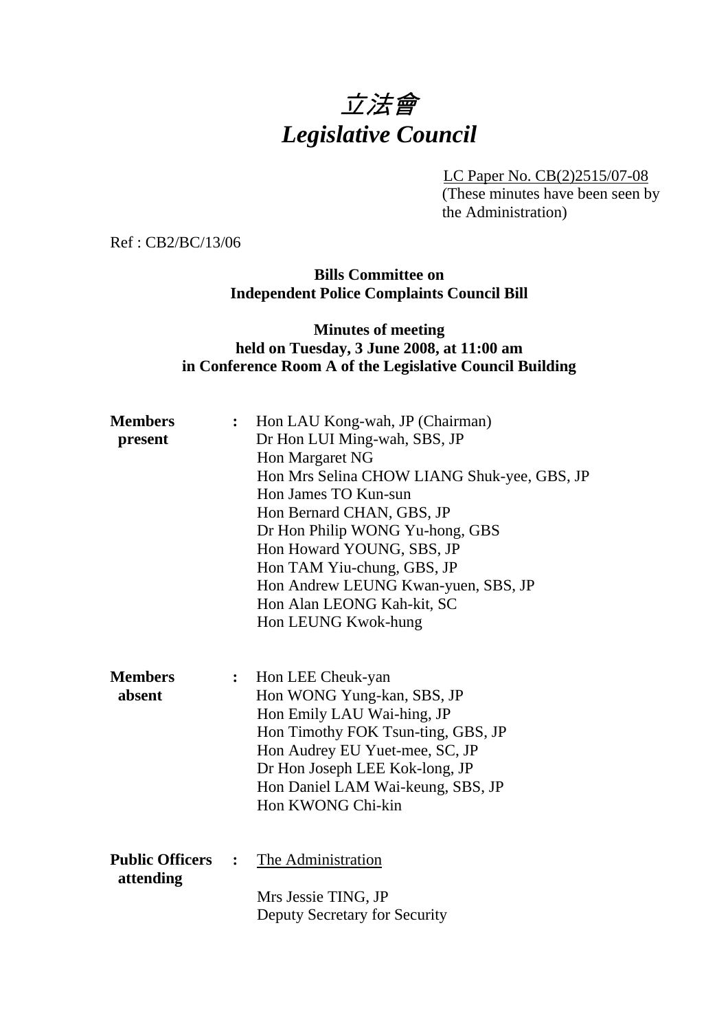# 立法會
# *Legislative Council*

LC Paper No. CB(2)2515/07-08
(These minutes have been seen by the Administration)

Ref : CB2/BC/13/06

**Bills Committee on**
**Independent Police Complaints Council Bill**

**Minutes of meeting**
**held on Tuesday, 3 June 2008, at 11:00 am**
**in Conference Room A of the Legislative Council Building**

**Members present** : Hon LAU Kong-wah, JP (Chairman)
Dr Hon LUI Ming-wah, SBS, JP
Hon Margaret NG
Hon Mrs Selina CHOW LIANG Shuk-yee, GBS, JP
Hon James TO Kun-sun
Hon Bernard CHAN, GBS, JP
Dr Hon Philip WONG Yu-hong, GBS
Hon Howard YOUNG, SBS, JP
Hon TAM Yiu-chung, GBS, JP
Hon Andrew LEUNG Kwan-yuen, SBS, JP
Hon Alan LEONG Kah-kit, SC
Hon LEUNG Kwok-hung

**Members absent** : Hon LEE Cheuk-yan
Hon WONG Yung-kan, SBS, JP
Hon Emily LAU Wai-hing, JP
Hon Timothy FOK Tsun-ting, GBS, JP
Hon Audrey EU Yuet-mee, SC, JP
Dr Hon Joseph LEE Kok-long, JP
Hon Daniel LAM Wai-keung, SBS, JP
Hon KWONG Chi-kin

**Public Officers attending** : The Administration

Mrs Jessie TING, JP
Deputy Secretary for Security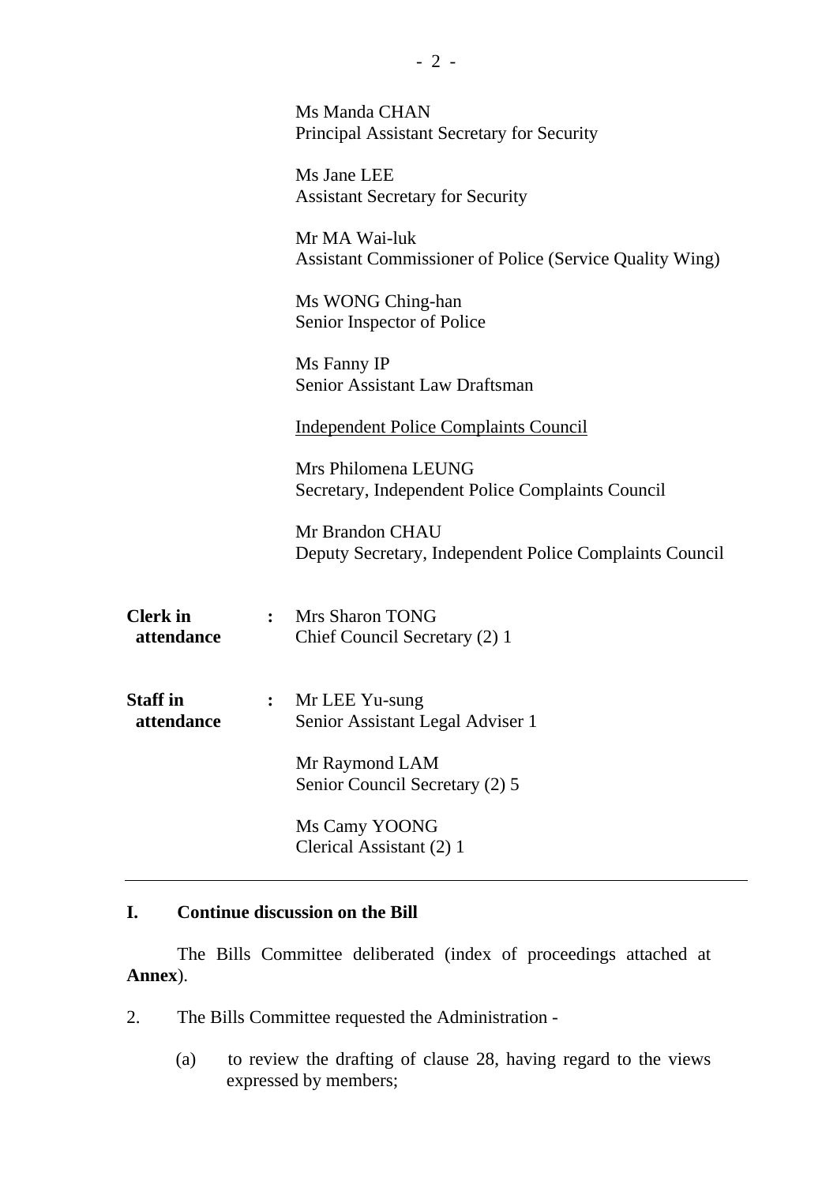Ms Manda CHAN
Principal Assistant Secretary for Security

Ms Jane LEE
Assistant Secretary for Security

Mr MA Wai-luk
Assistant Commissioner of Police (Service Quality Wing)

Ms WONG Ching-han
Senior Inspector of Police

Ms Fanny IP
Senior Assistant Law Draftsman

<u>Independent Police Complaints Council</u>

Mrs Philomena LEUNG
Secretary, Independent Police Complaints Council

Mr Brandon CHAU
Deputy Secretary, Independent Police Complaints Council

**Clerk in attendance** : Mrs Sharon TONG
Chief Council Secretary (2) 1

**Staff in attendance** : Mr LEE Yu-sung
Senior Assistant Legal Adviser 1

Mr Raymond LAM
Senior Council Secretary (2) 5

Ms Camy YOONG
Clerical Assistant (2) 1

---

## I. Continue discussion on the Bill

The Bills Committee deliberated (index of proceedings attached at **Annex**).

2. The Bills Committee requested the Administration -

(a) to review the drafting of clause 28, having regard to the views expressed by members;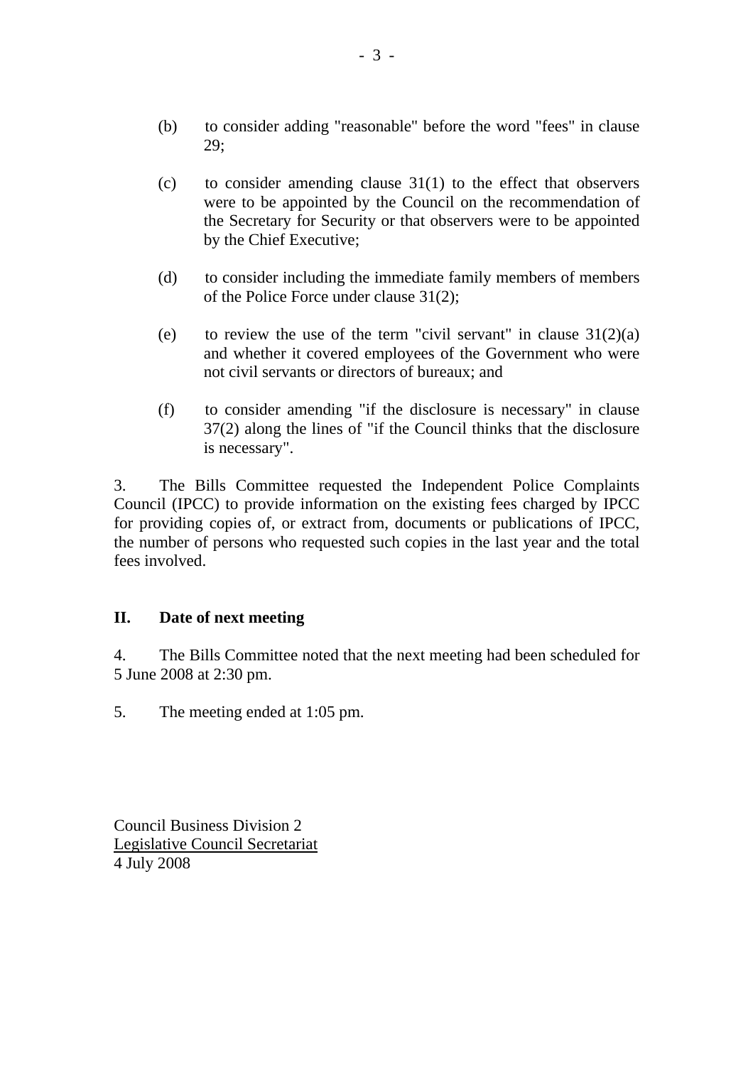(b) to consider adding "reasonable" before the word "fees" in clause 29;

(c) to consider amending clause 31(1) to the effect that observers were to be appointed by the Council on the recommendation of the Secretary for Security or that observers were to be appointed by the Chief Executive;

(d) to consider including the immediate family members of members of the Police Force under clause 31(2);

(e) to review the use of the term "civil servant" in clause 31(2)(a) and whether it covered employees of the Government who were not civil servants or directors of bureaux; and

(f) to consider amending "if the disclosure is necessary" in clause 37(2) along the lines of "if the Council thinks that the disclosure is necessary".

3. The Bills Committee requested the Independent Police Complaints Council (IPCC) to provide information on the existing fees charged by IPCC for providing copies of, or extract from, documents or publications of IPCC, the number of persons who requested such copies in the last year and the total fees involved.

## II. Date of next meeting

4. The Bills Committee noted that the next meeting had been scheduled for 5 June 2008 at 2:30 pm.

5. The meeting ended at 1:05 pm.

Council Business Division 2
Legislative Council Secretariat
4 July 2008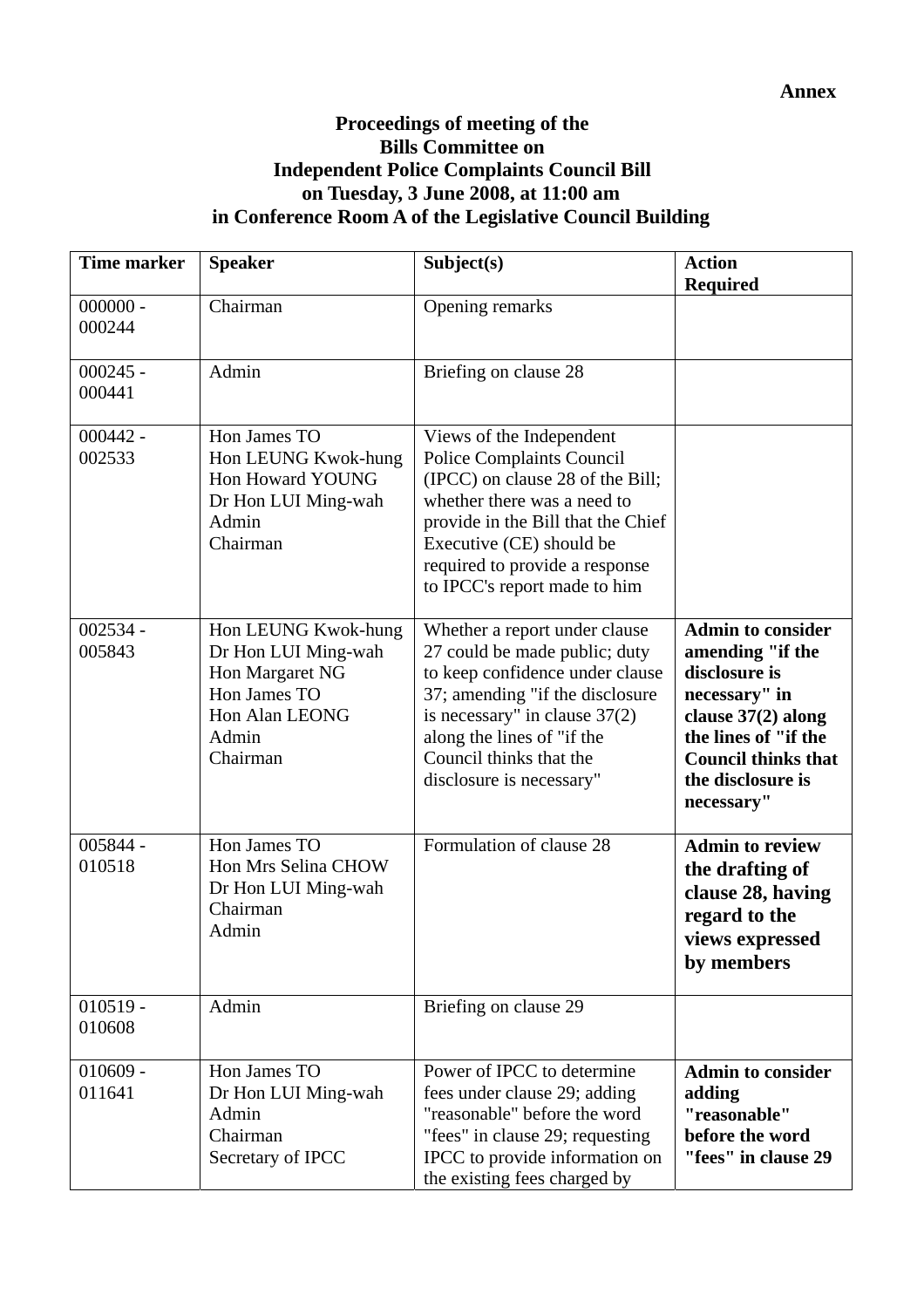**Annex**

**Proceedings of meeting of the**
**Bills Committee on**
**Independent Police Complaints Council Bill**
**on Tuesday, 3 June 2008, at 11:00 am**
**in Conference Room A of the Legislative Council Building**

| Time marker | Speaker | Subject(s) | Action Required |
|---|---|---|---|
| 000000 - 000244 | Chairman | Opening remarks | |
| 000245 - 000441 | Admin | Briefing on clause 28 | |
| 000442 - 002533 | Hon James TO<br>Hon LEUNG Kwok-hung<br>Hon Howard YOUNG<br>Dr Hon LUI Ming-wah<br>Admin<br>Chairman | Views of the Independent Police Complaints Council (IPCC) on clause 28 of the Bill; whether there was a need to provide in the Bill that the Chief Executive (CE) should be required to provide a response to IPCC's report made to him | |
| 002534 - 005843 | Hon LEUNG Kwok-hung<br>Dr Hon LUI Ming-wah<br>Hon Margaret NG<br>Hon James TO<br>Hon Alan LEONG<br>Admin<br>Chairman | Whether a report under clause 27 could be made public; duty to keep confidence under clause 37; amending "if the disclosure is necessary" in clause 37(2) along the lines of "if the Council thinks that the disclosure is necessary" | **Admin to consider amending "if the disclosure is necessary" in clause 37(2) along the lines of "if the Council thinks that the disclosure is necessary"** |
| 005844 - 010518 | Hon James TO<br>Hon Mrs Selina CHOW<br>Dr Hon LUI Ming-wah<br>Chairman<br>Admin | Formulation of clause 28 | **Admin to review the drafting of clause 28, having regard to the views expressed by members** |
| 010519 - 010608 | Admin | Briefing on clause 29 | |
| 010609 - 011641 | Hon James TO<br>Dr Hon LUI Ming-wah<br>Admin<br>Chairman<br>Secretary of IPCC | Power of IPCC to determine fees under clause 29; adding "reasonable" before the word "fees" in clause 29; requesting IPCC to provide information on the existing fees charged by | **Admin to consider adding "reasonable" before the word "fees" in clause 29** |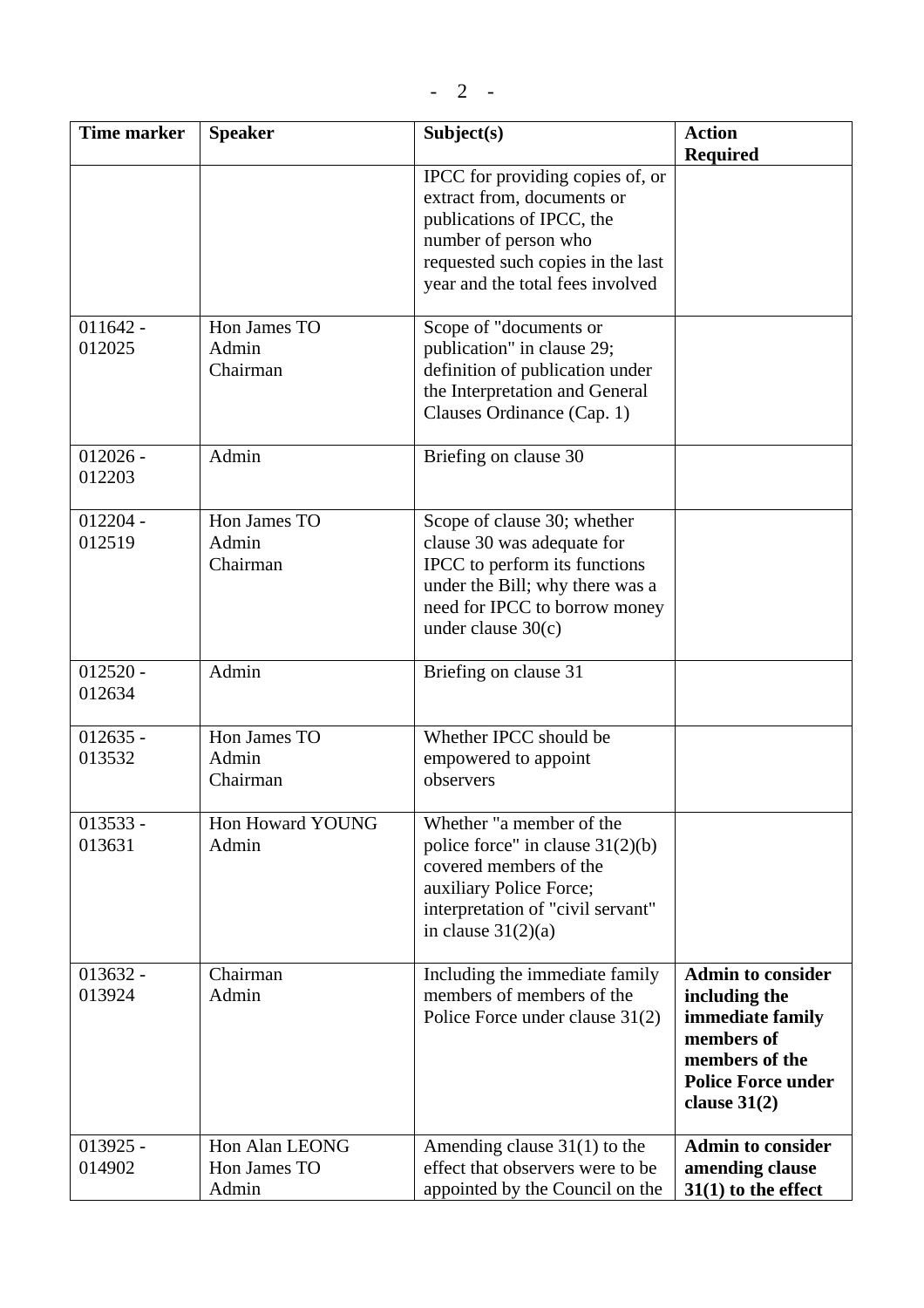| Time marker | Speaker | Subject(s) | Action Required |
|---|---|---|---|
| | | IPCC for providing copies of, or extract from, documents or publications of IPCC, the number of person who requested such copies in the last year and the total fees involved | |
| 011642 - 012025 | Hon James TO<br>Admin<br>Chairman | Scope of "documents or publication" in clause 29; definition of publication under the Interpretation and General Clauses Ordinance (Cap. 1) | |
| 012026 - 012203 | Admin | Briefing on clause 30 | |
| 012204 - 012519 | Hon James TO<br>Admin<br>Chairman | Scope of clause 30; whether clause 30 was adequate for IPCC to perform its functions under the Bill; why there was a need for IPCC to borrow money under clause 30(c) | |
| 012520 - 012634 | Admin | Briefing on clause 31 | |
| 012635 - 013532 | Hon James TO<br>Admin<br>Chairman | Whether IPCC should be empowered to appoint observers | |
| 013533 - 013631 | Hon Howard YOUNG<br>Admin | Whether "a member of the police force" in clause 31(2)(b) covered members of the auxiliary Police Force; interpretation of "civil servant" in clause 31(2)(a) | |
| 013632 - 013924 | Chairman<br>Admin | Including the immediate family members of members of the Police Force under clause 31(2) | **Admin to consider including the immediate family members of members of the Police Force under clause 31(2)** |
| 013925 - 014902 | Hon Alan LEONG<br>Hon James TO<br>Admin | Amending clause 31(1) to the effect that observers were to be appointed by the Council on the | **Admin to consider amending clause 31(1) to the effect** |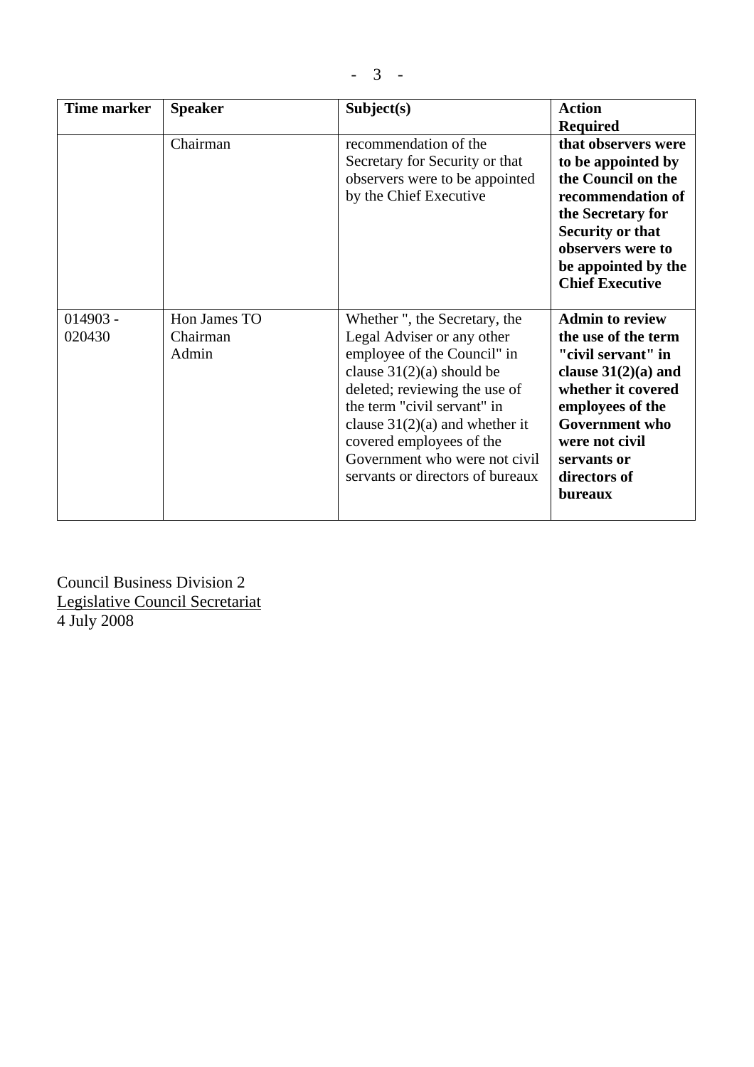| Time marker | Speaker | Subject(s) | Action Required |
|---|---|---|---|
| | Chairman | recommendation of the Secretary for Security or that observers were to be appointed by the Chief Executive | **that observers were to be appointed by the Council on the recommendation of the Secretary for Security or that observers were to be appointed by the Chief Executive** |
| 014903 - 020430 | Hon James TO<br>Chairman<br>Admin | Whether ", the Secretary, the Legal Adviser or any other employee of the Council" in clause 31(2)(a) should be deleted; reviewing the use of the term "civil servant" in clause 31(2)(a) and whether it covered employees of the Government who were not civil servants or directors of bureaux | **Admin to review the use of the term "civil servant" in clause 31(2)(a) and whether it covered employees of the Government who were not civil servants or directors of bureaux** |

Council Business Division 2
Legislative Council Secretariat
4 July 2008